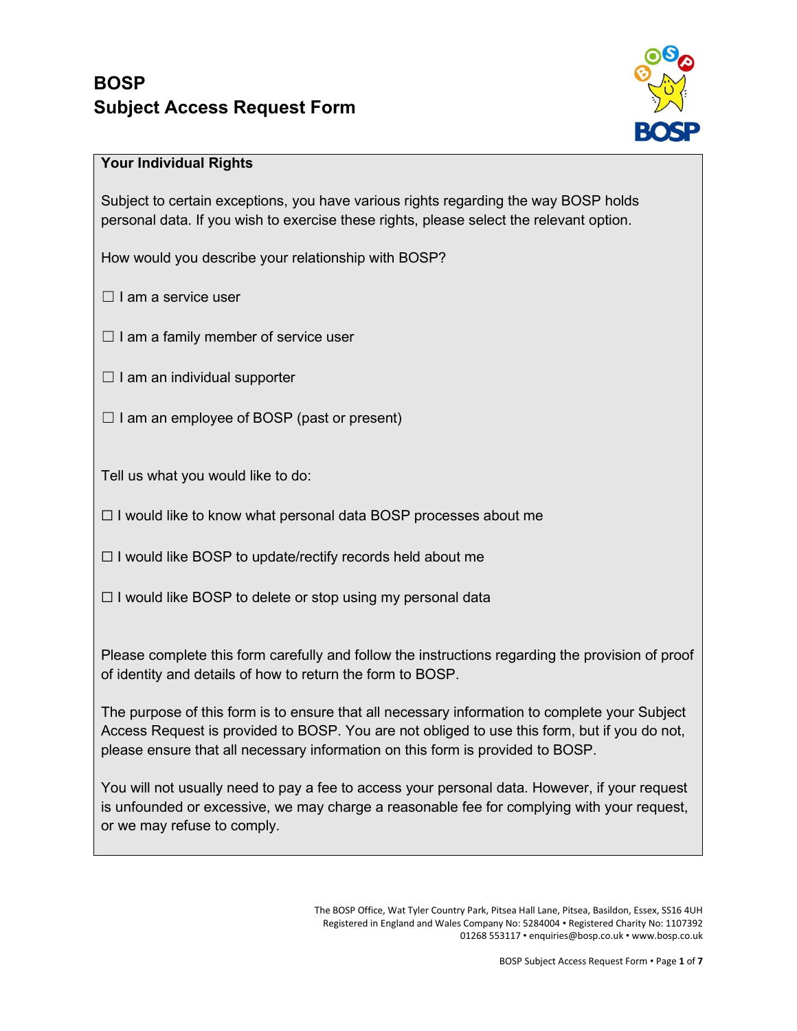# BOSP
# Subject Access Request Form

## Your Individual Rights

Subject to certain exceptions, you have various rights regarding the way BOSP holds personal data. If you wish to exercise these rights, please select the relevant option.

How would you describe your relationship with BOSP?

☐ I am a service user

☐ I am a family member of service user

☐ I am an individual supporter

☐ I am an employee of BOSP (past or present)

Tell us what you would like to do:

☐ I would like to know what personal data BOSP processes about me

☐ I would like BOSP to update/rectify records held about me

☐ I would like BOSP to delete or stop using my personal data

Please complete this form carefully and follow the instructions regarding the provision of proof of identity and details of how to return the form to BOSP.

The purpose of this form is to ensure that all necessary information to complete your Subject Access Request is provided to BOSP. You are not obliged to use this form, but if you do not, please ensure that all necessary information on this form is provided to BOSP.

You will not usually need to pay a fee to access your personal data. However, if your request is unfounded or excessive, we may charge a reasonable fee for complying with your request, or we may refuse to comply.

The BOSP Office, Wat Tyler Country Park, Pitsea Hall Lane, Pitsea, Basildon, Essex, SS16 4UH
Registered in England and Wales Company No: 5284004 • Registered Charity No: 1107392
01268 553117 • enquiries@bosp.co.uk • www.bosp.co.uk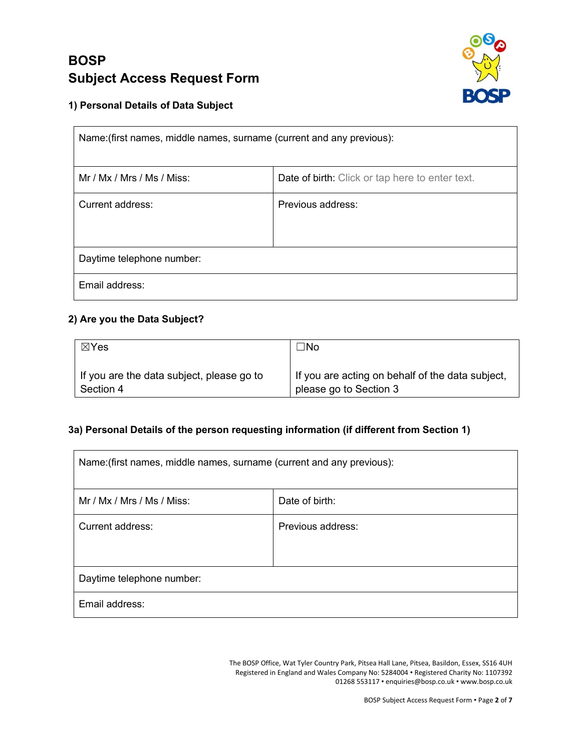# BOSP
# Subject Access Request Form

### 1) Personal Details of Data Subject

| Name:(first names, middle names, surname (current and any previous): | |
|---|---|
| Mr / Mx / Mrs / Ms / Miss: | Date of birth: Click or tap here to enter text. |
| Current address: | Previous address: |
| Daytime telephone number: | |
| Email address: | |

### 2) Are you the Data Subject?

| ☒Yes | ☐No |
|---|---|
| If you are the data subject, please go to Section 4 | If you are acting on behalf of the data subject, please go to Section 3 |

### 3a) Personal Details of the person requesting information (if different from Section 1)

| Name:(first names, middle names, surname (current and any previous): | |
|---|---|
| Mr / Mx / Mrs / Ms / Miss: | Date of birth: |
| Current address: | Previous address: |
| Daytime telephone number: | |
| Email address: | |

The BOSP Office, Wat Tyler Country Park, Pitsea Hall Lane, Pitsea, Basildon, Essex, SS16 4UH
Registered in England and Wales Company No: 5284004 • Registered Charity No: 1107392
01268 553117 • enquiries@bosp.co.uk • www.bosp.co.uk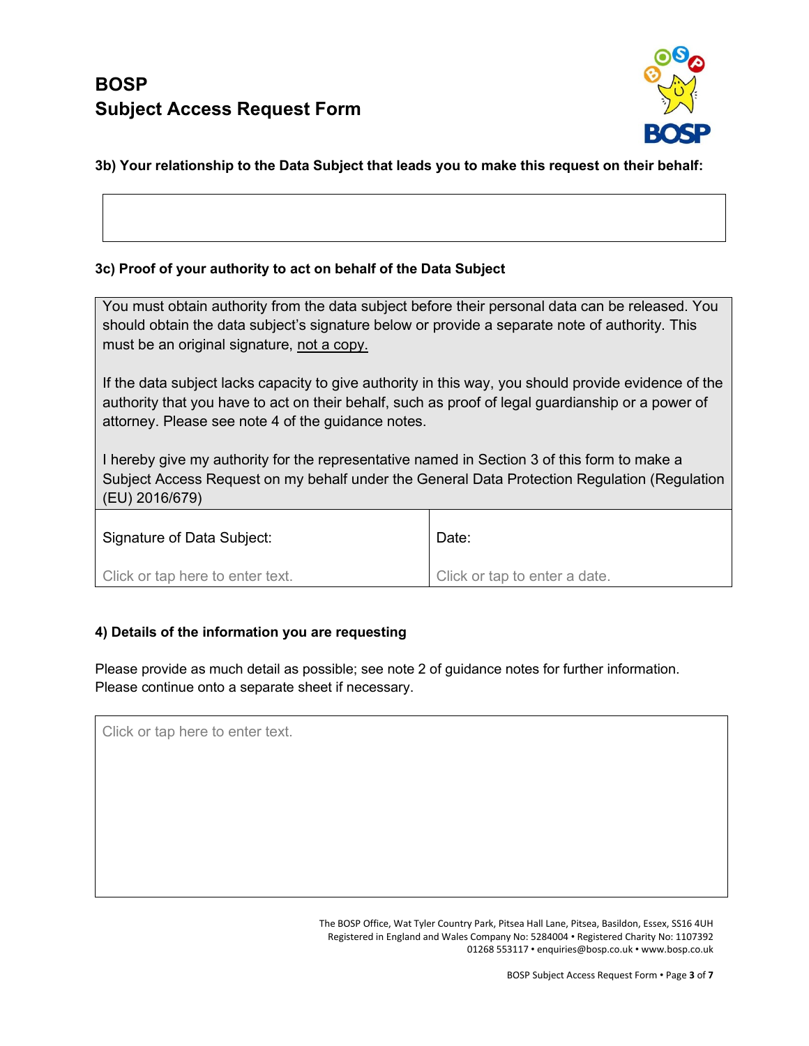# BOSP
# Subject Access Request Form

### 3b) Your relationship to the Data Subject that leads you to make this request on their behalf:

| |
|---|
| |

### 3c) Proof of your authority to act on behalf of the Data Subject

You must obtain authority from the data subject before their personal data can be released. You should obtain the data subject's signature below or provide a separate note of authority. This must be an original signature, <u>not a copy.</u>

If the data subject lacks capacity to give authority in this way, you should provide evidence of the authority that you have to act on their behalf, such as proof of legal guardianship or a power of attorney. Please see note 4 of the guidance notes.

I hereby give my authority for the representative named in Section 3 of this form to make a Subject Access Request on my behalf under the General Data Protection Regulation (Regulation (EU) 2016/679)

| Signature of Data Subject: | Date: |
|---|---|
| Click or tap here to enter text. | Click or tap to enter a date. |

### 4) Details of the information you are requesting

Please provide as much detail as possible; see note 2 of guidance notes for further information. Please continue onto a separate sheet if necessary.

| Click or tap here to enter text. |
|---|

The BOSP Office, Wat Tyler Country Park, Pitsea Hall Lane, Pitsea, Basildon, Essex, SS16 4UH
Registered in England and Wales Company No: 5284004 • Registered Charity No: 1107392
01268 553117 • enquiries@bosp.co.uk • www.bosp.co.uk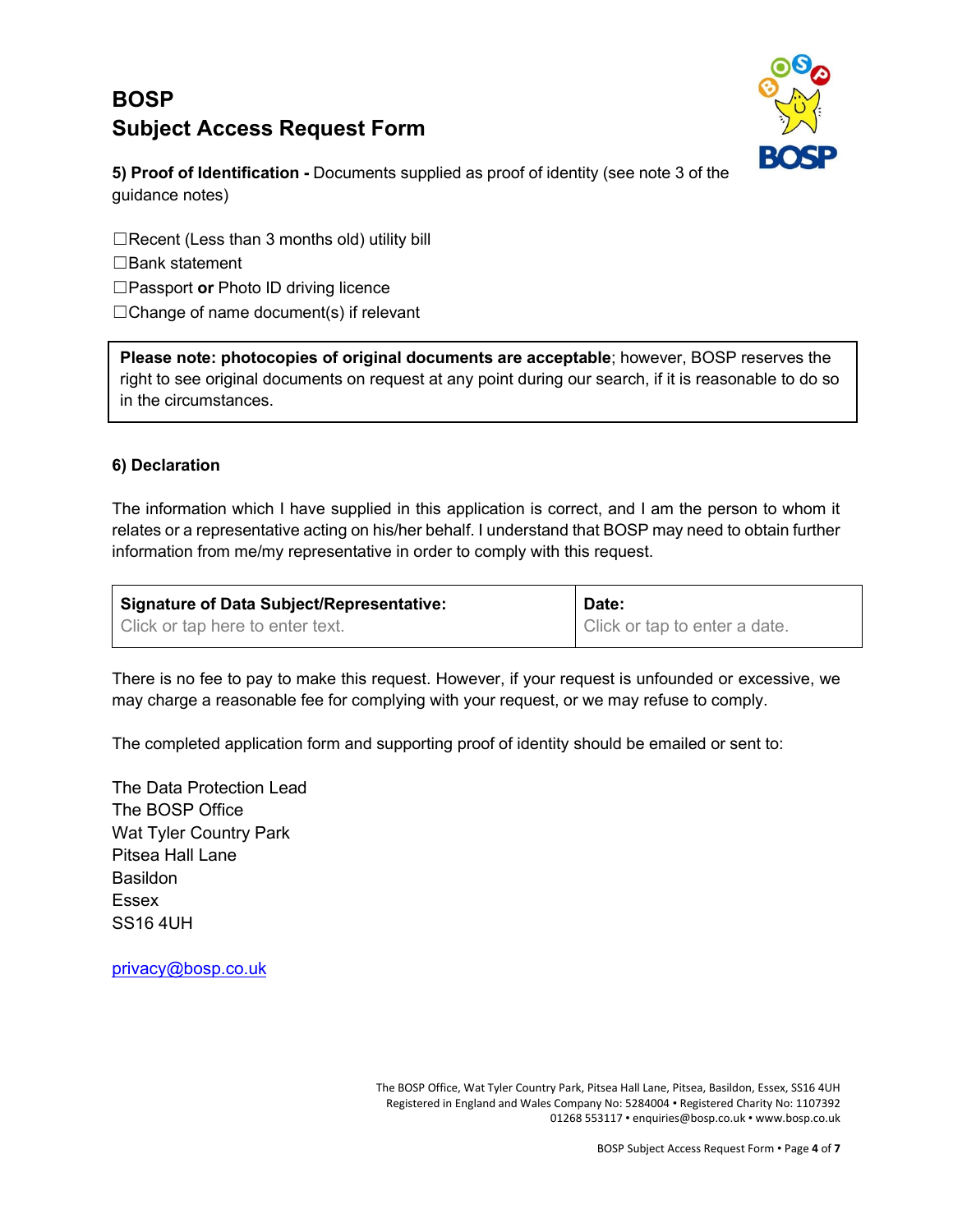# BOSP
# Subject Access Request Form

**5) Proof of Identification -** Documents supplied as proof of identity (see note 3 of the guidance notes)

☐Recent (Less than 3 months old) utility bill
☐Bank statement
☐Passport **or** Photo ID driving licence
☐Change of name document(s) if relevant

**Please note: photocopies of original documents are acceptable**; however, BOSP reserves the right to see original documents on request at any point during our search, if it is reasonable to do so in the circumstances.

**6) Declaration**

The information which I have supplied in this application is correct, and I am the person to whom it relates or a representative acting on his/her behalf. I understand that BOSP may need to obtain further information from me/my representative in order to comply with this request.

| **Signature of Data Subject/Representative:** | **Date:** |
| --- | --- |
| Click or tap here to enter text. | Click or tap to enter a date. |

There is no fee to pay to make this request. However, if your request is unfounded or excessive, we may charge a reasonable fee for complying with your request, or we may refuse to comply.

The completed application form and supporting proof of identity should be emailed or sent to:

The Data Protection Lead
The BOSP Office
Wat Tyler Country Park
Pitsea Hall Lane
Basildon
Essex
SS16 4UH

privacy@bosp.co.uk

The BOSP Office, Wat Tyler Country Park, Pitsea Hall Lane, Pitsea, Basildon, Essex, SS16 4UH
Registered in England and Wales Company No: 5284004 • Registered Charity No: 1107392
01268 553117 • enquiries@bosp.co.uk • www.bosp.co.uk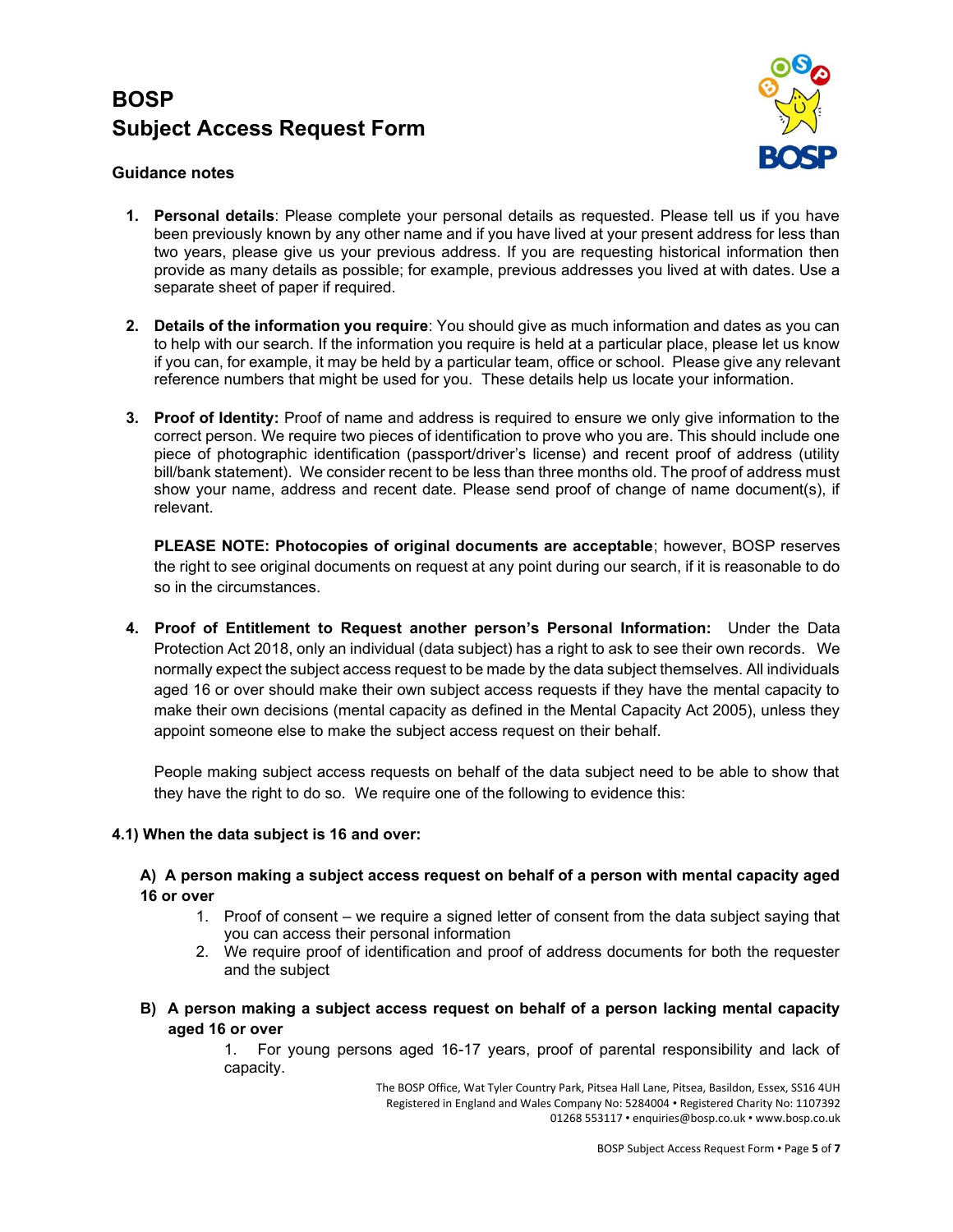# BOSP
# Subject Access Request Form

### Guidance notes

1. **Personal details**: Please complete your personal details as requested. Please tell us if you have been previously known by any other name and if you have lived at your present address for less than two years, please give us your previous address. If you are requesting historical information then provide as many details as possible; for example, previous addresses you lived at with dates. Use a separate sheet of paper if required.

2. **Details of the information you require**: You should give as much information and dates as you can to help with our search. If the information you require is held at a particular place, please let us know if you can, for example, it may be held by a particular team, office or school. Please give any relevant reference numbers that might be used for you. These details help us locate your information.

3. **Proof of Identity:** Proof of name and address is required to ensure we only give information to the correct person. We require two pieces of identification to prove who you are. This should include one piece of photographic identification (passport/driver's license) and recent proof of address (utility bill/bank statement). We consider recent to be less than three months old. The proof of address must show your name, address and recent date. Please send proof of change of name document(s), if relevant.

   **PLEASE NOTE: Photocopies of original documents are acceptable**; however, BOSP reserves the right to see original documents on request at any point during our search, if it is reasonable to do so in the circumstances.

4. **Proof of Entitlement to Request another person's Personal Information:** Under the Data Protection Act 2018, only an individual (data subject) has a right to ask to see their own records. We normally expect the subject access request to be made by the data subject themselves. All individuals aged 16 or over should make their own subject access requests if they have the mental capacity to make their own decisions (mental capacity as defined in the Mental Capacity Act 2005), unless they appoint someone else to make the subject access request on their behalf.

   People making subject access requests on behalf of the data subject need to be able to show that they have the right to do so. We require one of the following to evidence this:

#### 4.1) When the data subject is 16 and over:

**A) A person making a subject access request on behalf of a person with mental capacity aged 16 or over**

1. Proof of consent – we require a signed letter of consent from the data subject saying that you can access their personal information
2. We require proof of identification and proof of address documents for both the requester and the subject

**B) A person making a subject access request on behalf of a person lacking mental capacity aged 16 or over**

1. For young persons aged 16-17 years, proof of parental responsibility and lack of capacity.

The BOSP Office, Wat Tyler Country Park, Pitsea Hall Lane, Pitsea, Basildon, Essex, SS16 4UH
Registered in England and Wales Company No: 5284004 • Registered Charity No: 1107392
01268 553117 • enquiries@bosp.co.uk • www.bosp.co.uk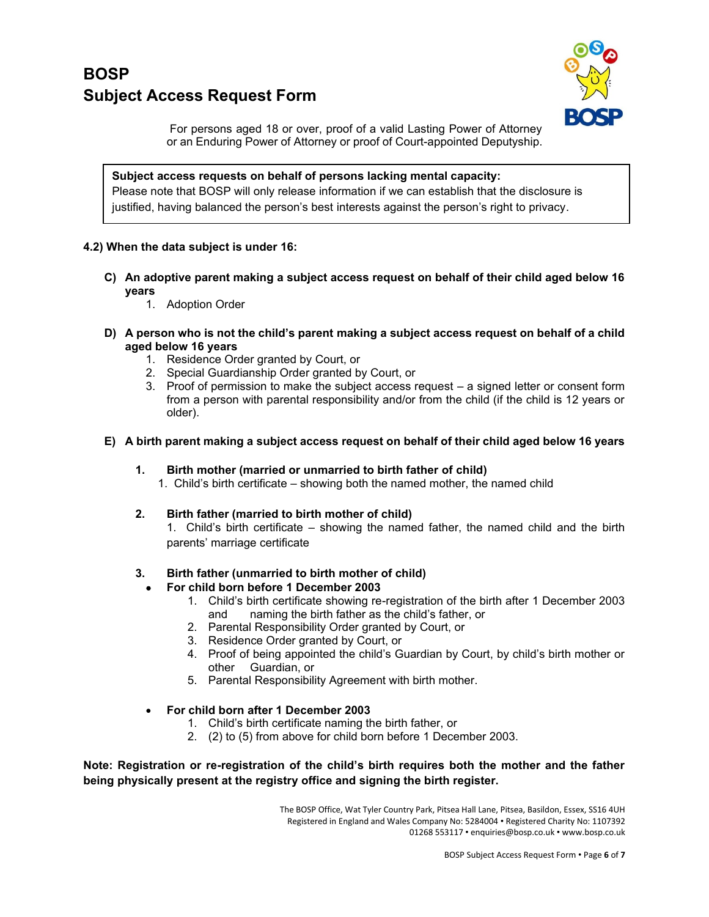# BOSP
# Subject Access Request Form

For persons aged 18 or over, proof of a valid Lasting Power of Attorney or an Enduring Power of Attorney or proof of Court-appointed Deputyship.

> **Subject access requests on behalf of persons lacking mental capacity:**
> Please note that BOSP will only release information if we can establish that the disclosure is justified, having balanced the person's best interests against the person's right to privacy.

**4.2) When the data subject is under 16:**

**C) An adoptive parent making a subject access request on behalf of their child aged below 16 years**

1. Adoption Order

**D) A person who is not the child's parent making a subject access request on behalf of a child aged below 16 years**

1. Residence Order granted by Court, or
2. Special Guardianship Order granted by Court, or
3. Proof of permission to make the subject access request – a signed letter or consent form from a person with parental responsibility and/or from the child (if the child is 12 years or older).

**E) A birth parent making a subject access request on behalf of their child aged below 16 years**

**1. Birth mother (married or unmarried to birth father of child)**

1. Child's birth certificate – showing both the named mother, the named child

**2. Birth father (married to birth mother of child)**

1. Child's birth certificate – showing the named father, the named child and the birth parents' marriage certificate

**3. Birth father (unmarried to birth mother of child)**

- **For child born before 1 December 2003**
  1. Child's birth certificate showing re-registration of the birth after 1 December 2003 and naming the birth father as the child's father, or
  2. Parental Responsibility Order granted by Court, or
  3. Residence Order granted by Court, or
  4. Proof of being appointed the child's Guardian by Court, by child's birth mother or other Guardian, or
  5. Parental Responsibility Agreement with birth mother.

- **For child born after 1 December 2003**
  1. Child's birth certificate naming the birth father, or
  2. (2) to (5) from above for child born before 1 December 2003.

**Note: Registration or re-registration of the child's birth requires both the mother and the father being physically present at the registry office and signing the birth register.**

The BOSP Office, Wat Tyler Country Park, Pitsea Hall Lane, Pitsea, Basildon, Essex, SS16 4UH
Registered in England and Wales Company No: 5284004 • Registered Charity No: 1107392
01268 553117 • enquiries@bosp.co.uk • www.bosp.co.uk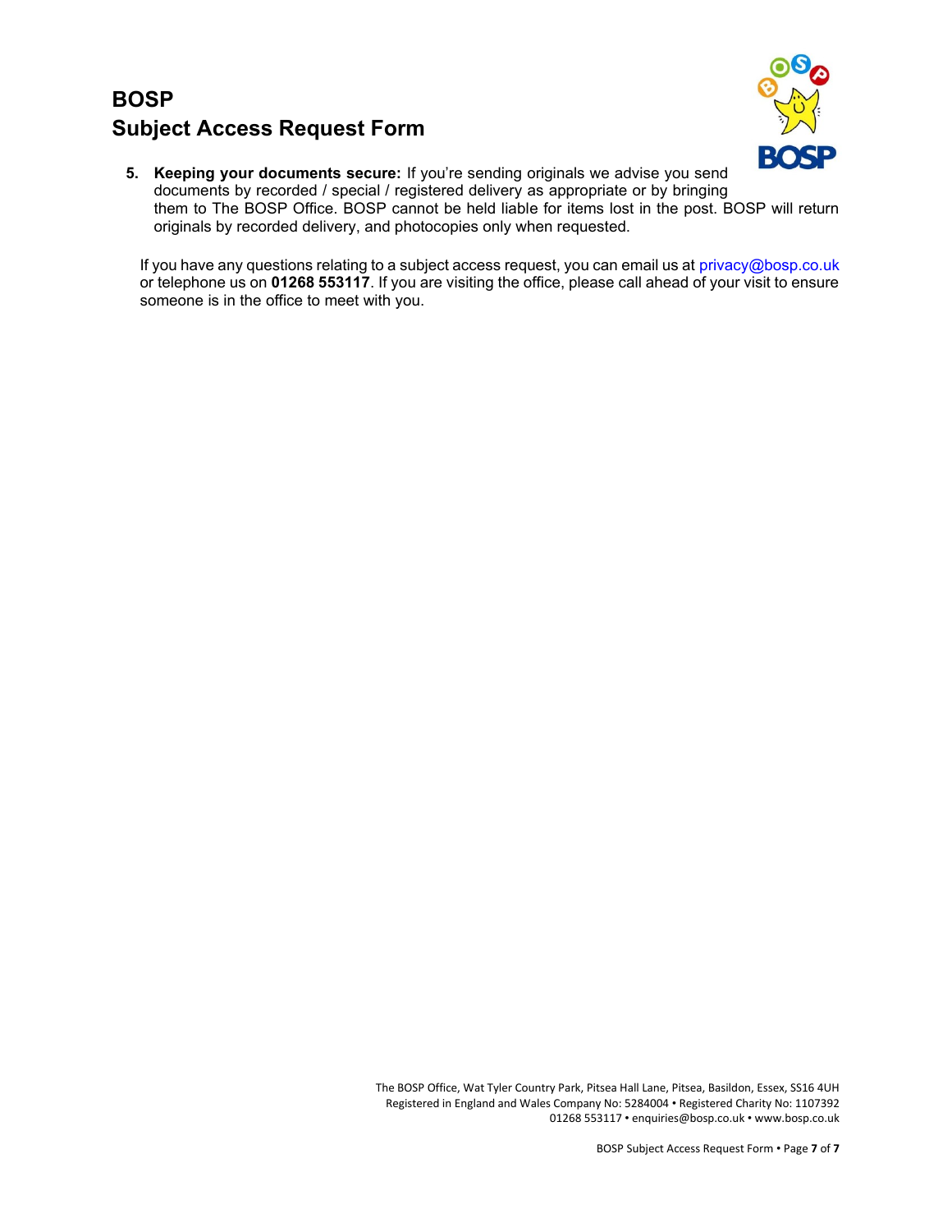# BOSP
# Subject Access Request Form

5. **Keeping your documents secure:** If you're sending originals we advise you send documents by recorded / special / registered delivery as appropriate or by bringing them to The BOSP Office. BOSP cannot be held liable for items lost in the post. BOSP will return originals by recorded delivery, and photocopies only when requested.

If you have any questions relating to a subject access request, you can email us at privacy@bosp.co.uk or telephone us on **01268 553117**. If you are visiting the office, please call ahead of your visit to ensure someone is in the office to meet with you.

The BOSP Office, Wat Tyler Country Park, Pitsea Hall Lane, Pitsea, Basildon, Essex, SS16 4UH
Registered in England and Wales Company No: 5284004 • Registered Charity No: 1107392
01268 553117 • enquiries@bosp.co.uk • www.bosp.co.uk